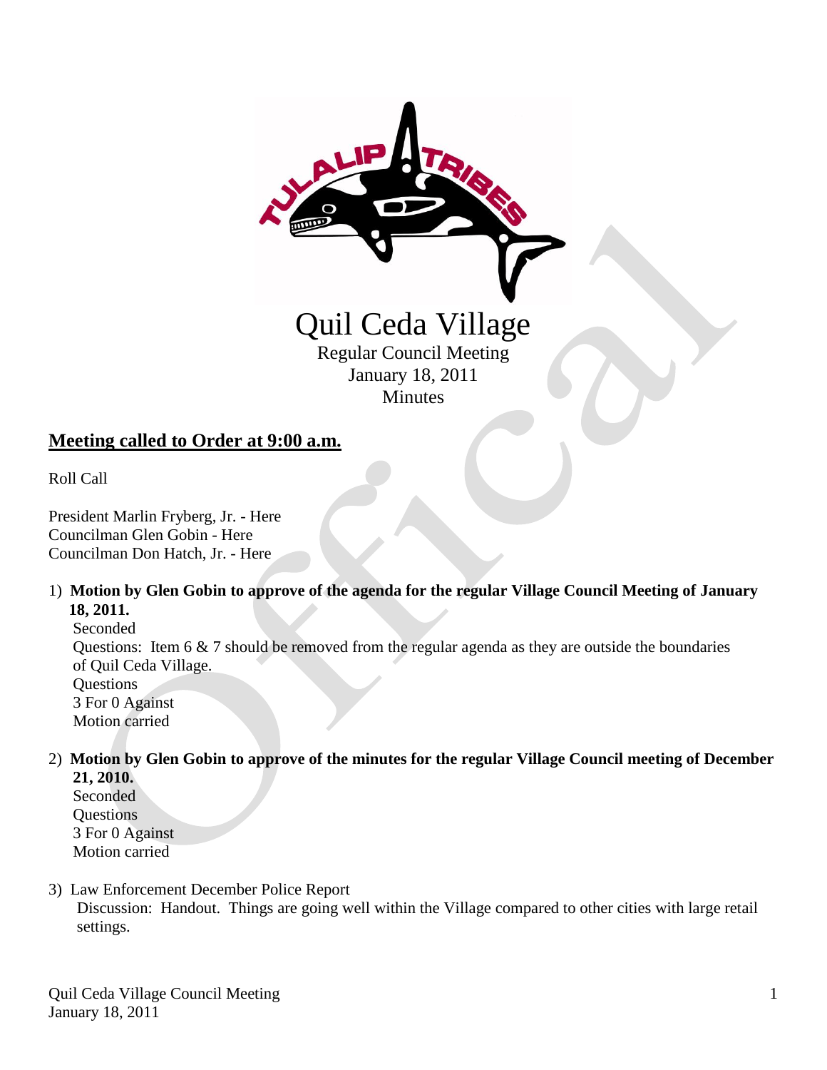# Quil Ceda Village

Regular Council Meeting
January 18, 2011
Minutes

## Meeting called to Order at 9:00 a.m.

Roll Call

President Marlin Fryberg, Jr. - Here
Councilman Glen Gobin - Here
Councilman Don Hatch, Jr. - Here

1) **Motion by Glen Gobin to approve of the agenda for the regular Village Council Meeting of January 18, 2011.**
   Seconded
   Questions: Item 6 & 7 should be removed from the regular agenda as they are outside the boundaries of Quil Ceda Village.
   Questions
   3 For 0 Against
   Motion carried

2) **Motion by Glen Gobin to approve of the minutes for the regular Village Council meeting of December 21, 2010.**
   Seconded
   Questions
   3 For 0 Against
   Motion carried

3) Law Enforcement December Police Report
   Discussion: Handout. Things are going well within the Village compared to other cities with large retail settings.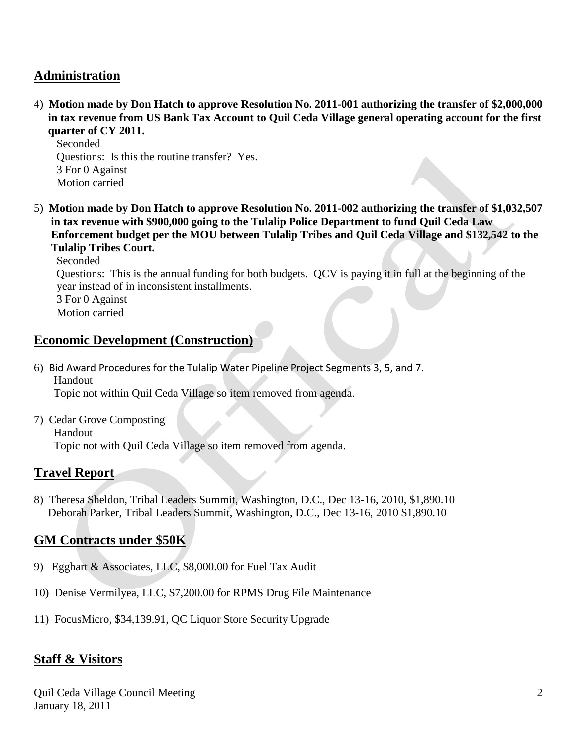## Administration

4) **Motion made by Don Hatch to approve Resolution No. 2011-001 authorizing the transfer of $2,000,000 in tax revenue from US Bank Tax Account to Quil Ceda Village general operating account for the first quarter of CY 2011.**

Seconded
Questions: Is this the routine transfer? Yes.
3 For 0 Against
Motion carried

5) **Motion made by Don Hatch to approve Resolution No. 2011-002 authorizing the transfer of $1,032,507 in tax revenue with $900,000 going to the Tulalip Police Department to fund Quil Ceda Law Enforcement budget per the MOU between Tulalip Tribes and Quil Ceda Village and $132,542 to the Tulalip Tribes Court.**

Seconded
Questions: This is the annual funding for both budgets. QCV is paying it in full at the beginning of the year instead of in inconsistent installments.
3 For 0 Against
Motion carried

## Economic Development (Construction)

6) Bid Award Procedures for the Tulalip Water Pipeline Project Segments 3, 5, and 7.
Handout
Topic not within Quil Ceda Village so item removed from agenda.

7) Cedar Grove Composting
Handout
Topic not with Quil Ceda Village so item removed from agenda.

## Travel Report

8) Theresa Sheldon, Tribal Leaders Summit, Washington, D.C., Dec 13-16, 2010, $1,890.10
Deborah Parker, Tribal Leaders Summit, Washington, D.C., Dec 13-16, 2010 $1,890.10

## GM Contracts under $50K

9) Egghart & Associates, LLC, $8,000.00 for Fuel Tax Audit

10) Denise Vermilyea, LLC, $7,200.00 for RPMS Drug File Maintenance

11) FocusMicro, $34,139.91, QC Liquor Store Security Upgrade

## Staff & Visitors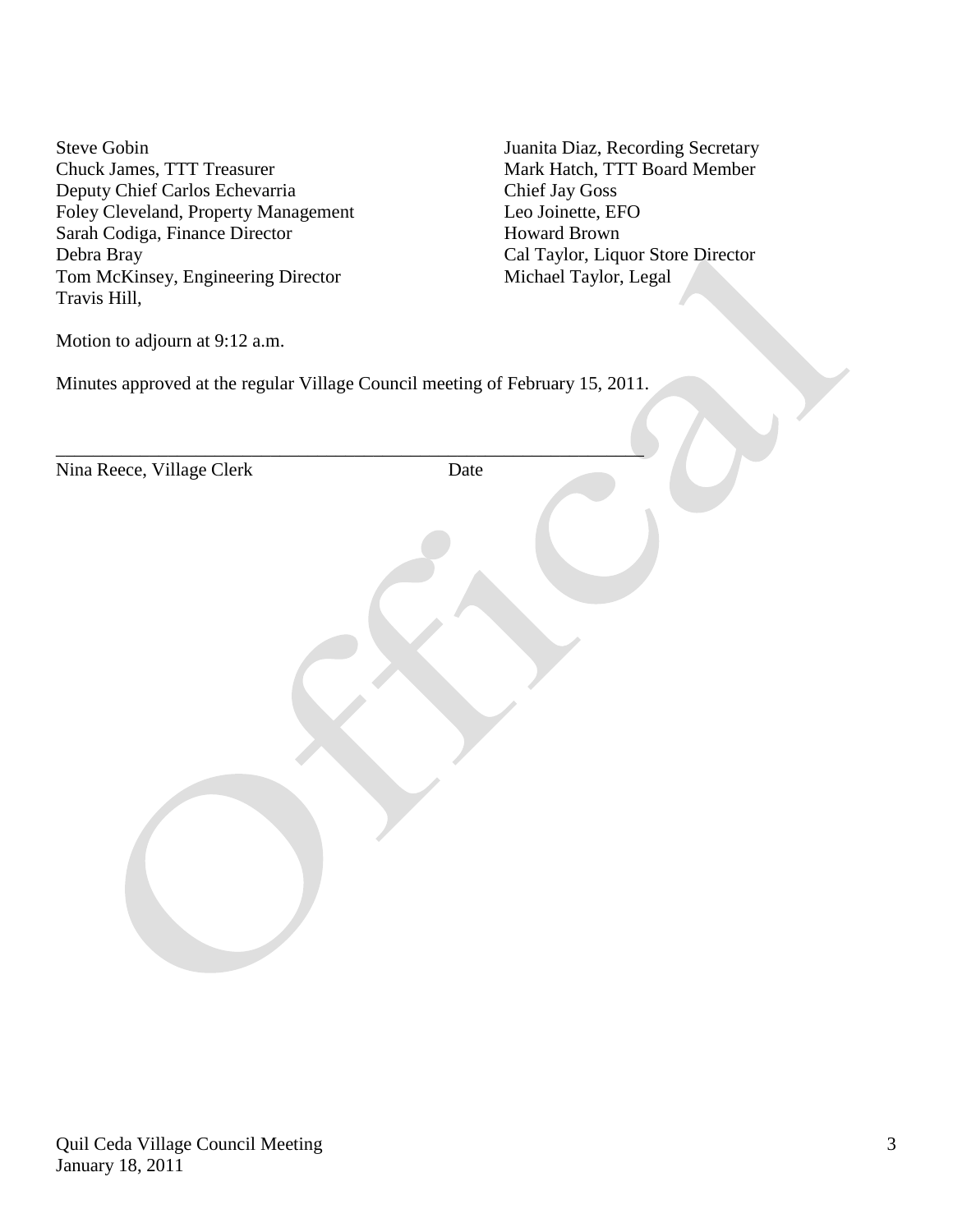Steve Gobin
Chuck James, TTT Treasurer
Deputy Chief Carlos Echevarria
Foley Cleveland, Property Management
Sarah Codiga, Finance Director
Debra Bray
Tom McKinsey, Engineering Director
Travis Hill,

Juanita Diaz, Recording Secretary
Mark Hatch, TTT Board Member
Chief Jay Goss
Leo Joinette, EFO
Howard Brown
Cal Taylor, Liquor Store Director
Michael Taylor, Legal

Motion to adjourn at 9:12 a.m.

Minutes approved at the regular Village Council meeting of February 15, 2011.

_______________________________________________________________

Nina Reece, Village Clerk Date